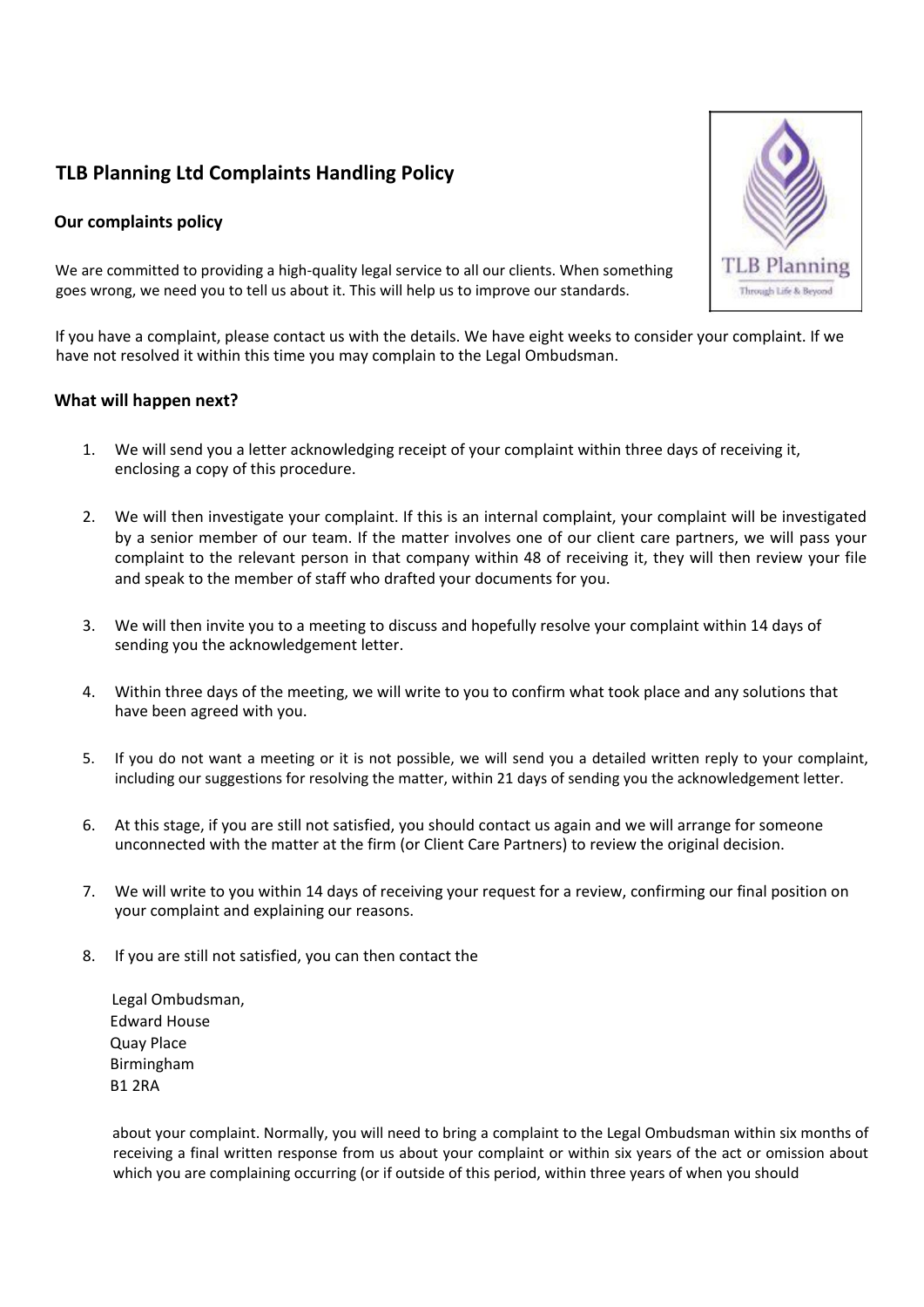## TLB Planning Ltd Complaints Handling Policy

### Our complaints policy

We are committed to providing a high-quality legal service to all our clients. When something goes wrong, we need you to tell us about it. This will help us to improve our standards.

If you have a complaint, please contact us with the details. We have eight weeks to consider your complaint. If we have not resolved it within this time you may complain to the Legal Ombudsman.

### What will happen next?

1. We will send you a letter acknowledging receipt of your complaint within three days of receiving it, enclosing a copy of this procedure.

2. We will then investigate your complaint. If this is an internal complaint, your complaint will be investigated by a senior member of our team. If the matter involves one of our client care partners, we will pass your complaint to the relevant person in that company within 48 of receiving it, they will then review your file and speak to the member of staff who drafted your documents for you.

3. We will then invite you to a meeting to discuss and hopefully resolve your complaint within 14 days of sending you the acknowledgement letter.

4. Within three days of the meeting, we will write to you to confirm what took place and any solutions that have been agreed with you.

5. If you do not want a meeting or it is not possible, we will send you a detailed written reply to your complaint, including our suggestions for resolving the matter, within 21 days of sending you the acknowledgement letter.

6. At this stage, if you are still not satisfied, you should contact us again and we will arrange for someone unconnected with the matter at the firm (or Client Care Partners) to review the original decision.

7. We will write to you within 14 days of receiving your request for a review, confirming our final position on your complaint and explaining our reasons.

8. If you are still not satisfied, you can then contact the

   Legal Ombudsman,
   Edward House
   Quay Place
   Birmingham
   B1 2RA

   about your complaint. Normally, you will need to bring a complaint to the Legal Ombudsman within six months of receiving a final written response from us about your complaint or within six years of the act or omission about which you are complaining occurring (or if outside of this period, within three years of when you should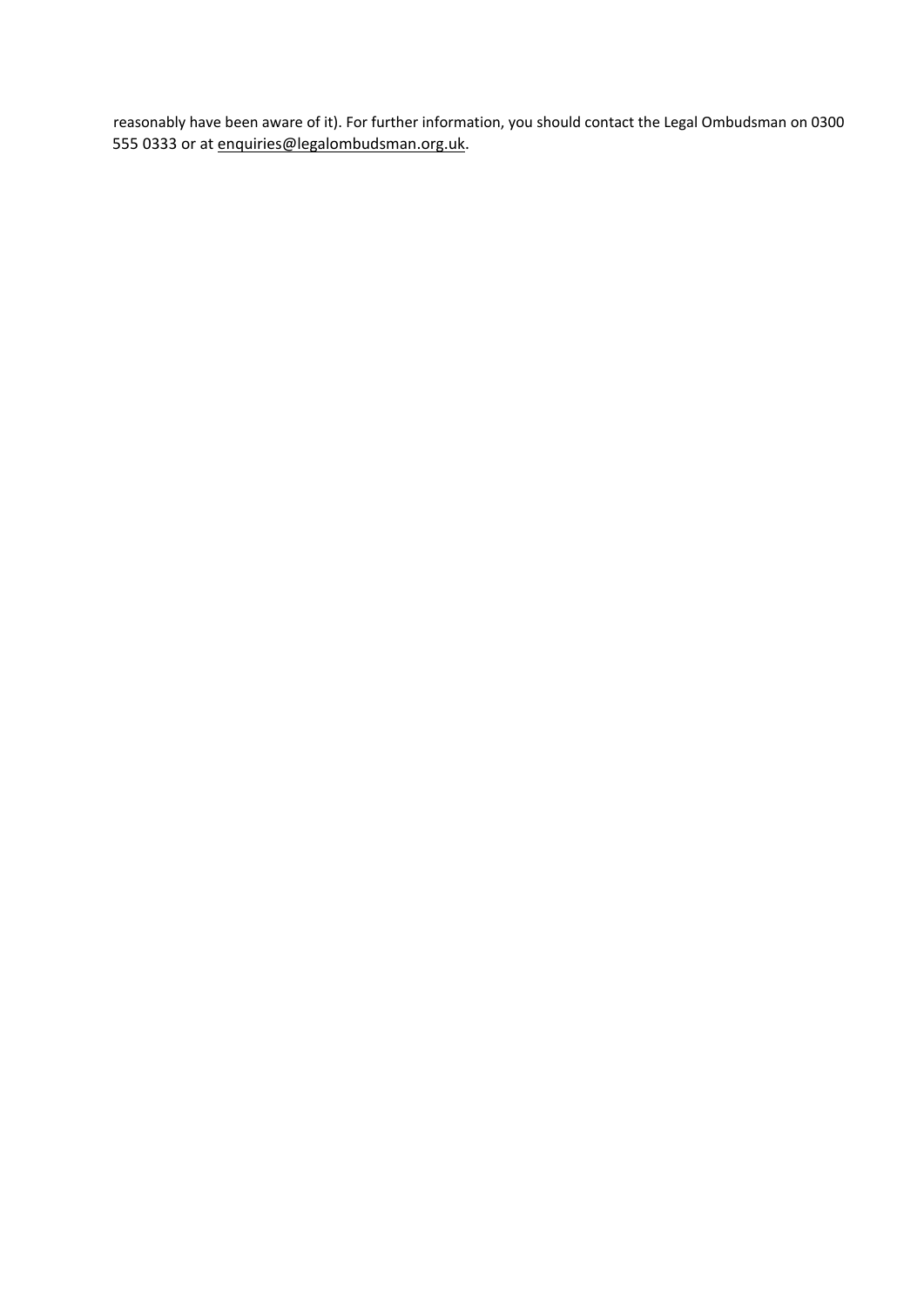reasonably have been aware of it). For further information, you should contact the Legal Ombudsman on 0300 555 0333 or at enquiries@legalombudsman.org.uk.